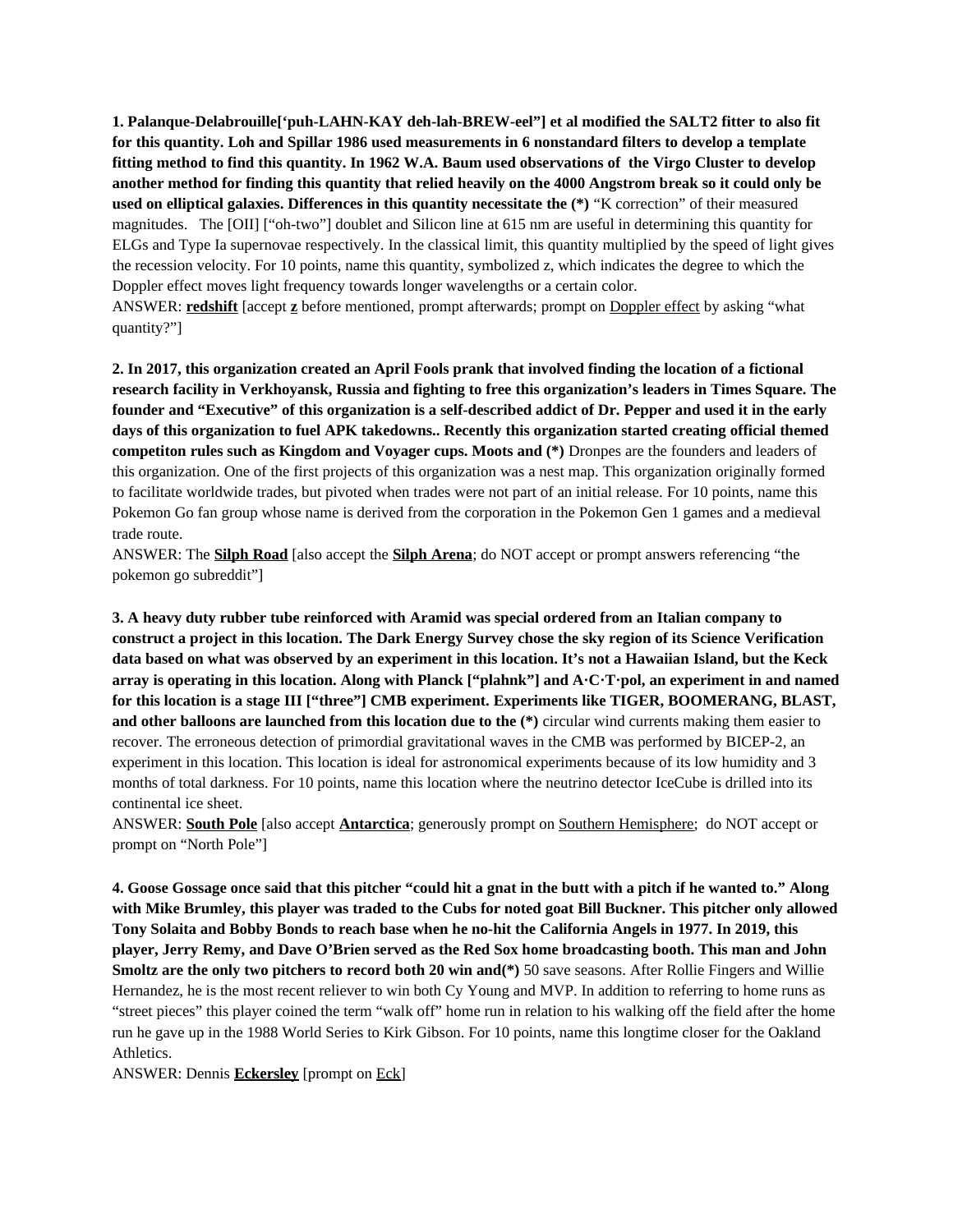**1. Palanque-Delabrouille['puh-LAHN-KAY deh-lah-BREW-eel"] et al modified the SALT2 fitter to also fit for this quantity. Loh and Spillar 1986 used measurements in 6 nonstandard filters to develop a template fitting method to find this quantity. In 1962 W.A. Baum used observations of the Virgo Cluster to develop another method for finding this quantity that relied heavily on the 4000 Angstrom break so it could only be used on elliptical galaxies. Differences in this quantity necessitate the (*)** "K correction" of their measured magnitudes. The [OII] ["oh-two"] doublet and Silicon line at 615 nm are useful in determining this quantity for ELGs and Type Ia supernovae respectively. In the classical limit, this quantity multiplied by the speed of light gives the recession velocity. For 10 points, name this quantity, symbolized z, which indicates the degree to which the Doppler effect moves light frequency towards longer wavelengths or a certain color.

ANSWER: **redshift** [accept **z** before mentioned, prompt afterwards; prompt on Doppler effect by asking "what quantity?"]

**2. In 2017, this organization created an April Fools prank that involved finding the location of a fictional research facility in Verkhoyansk, Russia and fighting to free this organization's leaders in Times Square. The founder and "Executive" of this organization is a self-described addict of Dr. Pepper and used it in the early days of this organization to fuel APK takedowns.. Recently this organization started creating official themed competiton rules such as Kingdom and Voyager cups. Moots and (*)** Dronpes are the founders and leaders of this organization. One of the first projects of this organization was a nest map. This organization originally formed to facilitate worldwide trades, but pivoted when trades were not part of an initial release. For 10 points, name this Pokemon Go fan group whose name is derived from the corporation in the Pokemon Gen 1 games and a medieval trade route.

ANSWER: The **Silph Road** [also accept the **Silph Arena**; do NOT accept or prompt answers referencing "the pokemon go subreddit"]

**3. A heavy duty rubber tube reinforced with Aramid was special ordered from an Italian company to construct a project in this location. The Dark Energy Survey chose the sky region of its Science Verification data based on what was observed by an experiment in this location. It's not a Hawaiian Island, but the Keck array is operating in this location. Along with Planck ["plahnk"] and A·C·T·pol, an experiment in and named for this location is a stage III ["three"] CMB experiment. Experiments like TIGER, BOOMERANG, BLAST, and other balloons are launched from this location due to the (*)** circular wind currents making them easier to recover. The erroneous detection of primordial gravitational waves in the CMB was performed by BICEP-2, an experiment in this location. This location is ideal for astronomical experiments because of its low humidity and 3 months of total darkness. For 10 points, name this location where the neutrino detector IceCube is drilled into its continental ice sheet.

ANSWER: **South Pole** [also accept **Antarctica**; generously prompt on Southern Hemisphere; do NOT accept or prompt on "North Pole"]

**4. Goose Gossage once said that this pitcher "could hit a gnat in the butt with a pitch if he wanted to." Along with Mike Brumley, this player was traded to the Cubs for noted goat Bill Buckner. This pitcher only allowed Tony Solaita and Bobby Bonds to reach base when he no-hit the California Angels in 1977. In 2019, this player, Jerry Remy, and Dave O'Brien served as the Red Sox home broadcasting booth. This man and John Smoltz are the only two pitchers to record both 20 win and(*)** 50 save seasons. After Rollie Fingers and Willie Hernandez, he is the most recent reliever to win both Cy Young and MVP. In addition to referring to home runs as "street pieces" this player coined the term "walk off" home run in relation to his walking off the field after the home run he gave up in the 1988 World Series to Kirk Gibson. For 10 points, name this longtime closer for the Oakland Athletics.

ANSWER: Dennis **Eckersley** [prompt on Eck]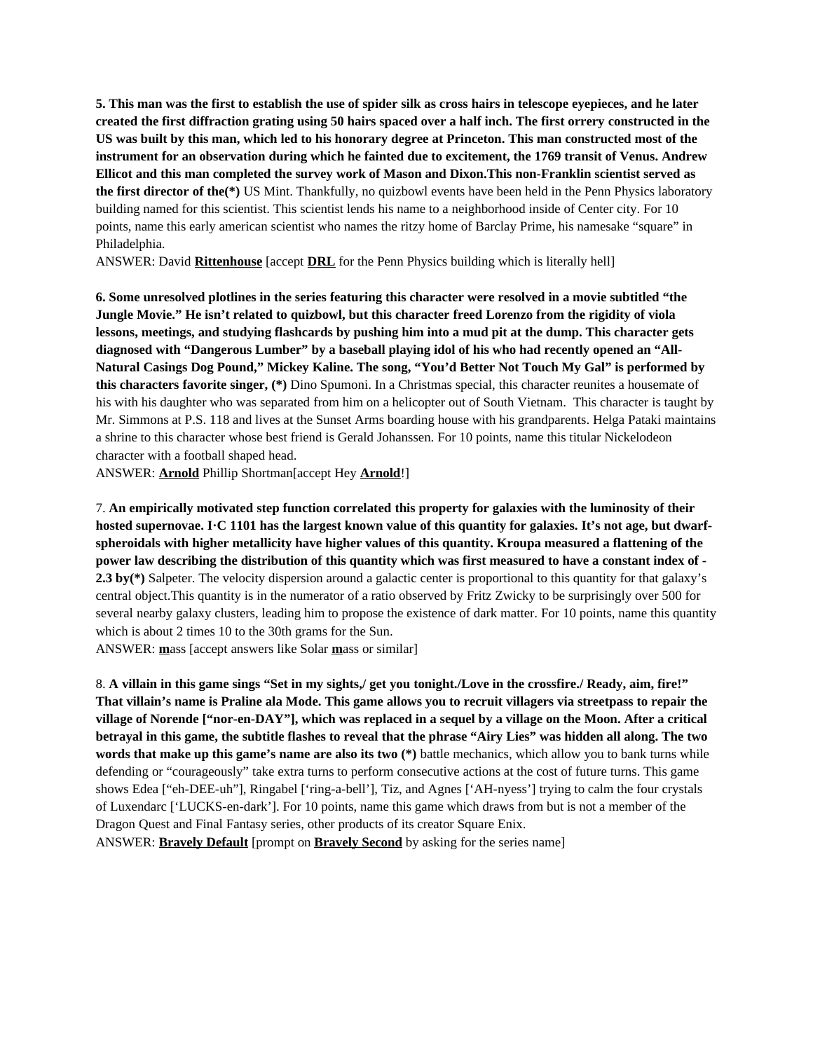**5. This man was the first to establish the use of spider silk as cross hairs in telescope eyepieces, and he later created the first diffraction grating using 50 hairs spaced over a half inch. The first orrery constructed in the US was built by this man, which led to his honorary degree at Princeton. This man constructed most of the instrument for an observation during which he fainted due to excitement, the 1769 transit of Venus. Andrew Ellicot and this man completed the survey work of Mason and Dixon.This non-Franklin scientist served as the first director of the(*)** US Mint. Thankfully, no quizbowl events have been held in the Penn Physics laboratory building named for this scientist. This scientist lends his name to a neighborhood inside of Center city. For 10 points, name this early american scientist who names the ritzy home of Barclay Prime, his namesake "square" in Philadelphia.

ANSWER: David **<u>Rittenhouse</u>** [accept **<u>DRL</u>** for the Penn Physics building which is literally hell]

**6. Some unresolved plotlines in the series featuring this character were resolved in a movie subtitled "the Jungle Movie." He isn't related to quizbowl, but this character freed Lorenzo from the rigidity of viola lessons, meetings, and studying flashcards by pushing him into a mud pit at the dump. This character gets diagnosed with "Dangerous Lumber" by a baseball playing idol of his who had recently opened an "All-Natural Casings Dog Pound," Mickey Kaline. The song, "You'd Better Not Touch My Gal" is performed by this characters favorite singer, (*)** Dino Spumoni. In a Christmas special, this character reunites a housemate of his with his daughter who was separated from him on a helicopter out of South Vietnam. This character is taught by Mr. Simmons at P.S. 118 and lives at the Sunset Arms boarding house with his grandparents. Helga Pataki maintains a shrine to this character whose best friend is Gerald Johanssen. For 10 points, name this titular Nickelodeon character with a football shaped head.

ANSWER: **<u>Arnold</u>** Phillip Shortman[accept Hey **<u>Arnold</u>**!]

7. **An empirically motivated step function correlated this property for galaxies with the luminosity of their hosted supernovae. I·C 1101 has the largest known value of this quantity for galaxies. It's not age, but dwarf-spheroidals with higher metallicity have higher values of this quantity. Kroupa measured a flattening of the power law describing the distribution of this quantity which was first measured to have a constant index of -2.3 by(*)** Salpeter. The velocity dispersion around a galactic center is proportional to this quantity for that galaxy's central object.This quantity is in the numerator of a ratio observed by Fritz Zwicky to be surprisingly over 500 for several nearby galaxy clusters, leading him to propose the existence of dark matter. For 10 points, name this quantity which is about 2 times 10 to the 30th grams for the Sun.

ANSWER: **<u>m</u>**ass [accept answers like Solar **<u>m</u>**ass or similar]

8. **A villain in this game sings "Set in my sights,/ get you tonight./Love in the crossfire./ Ready, aim, fire!" That villain's name is Praline ala Mode. This game allows you to recruit villagers via streetpass to repair the village of Norende ["nor-en-DAY"], which was replaced in a sequel by a village on the Moon. After a critical betrayal in this game, the subtitle flashes to reveal that the phrase "Airy Lies" was hidden all along. The two words that make up this game's name are also its two (*)** battle mechanics, which allow you to bank turns while defending or "courageously" take extra turns to perform consecutive actions at the cost of future turns. This game shows Edea ["eh-DEE-uh"], Ringabel ['ring-a-bell'], Tiz, and Agnes ['AH-nyess'] trying to calm the four crystals of Luxendarc ['LUCKS-en-dark']. For 10 points, name this game which draws from but is not a member of the Dragon Quest and Final Fantasy series, other products of its creator Square Enix.

ANSWER: **<u>Bravely Default</u>** [prompt on **<u>Bravely Second</u>** by asking for the series name]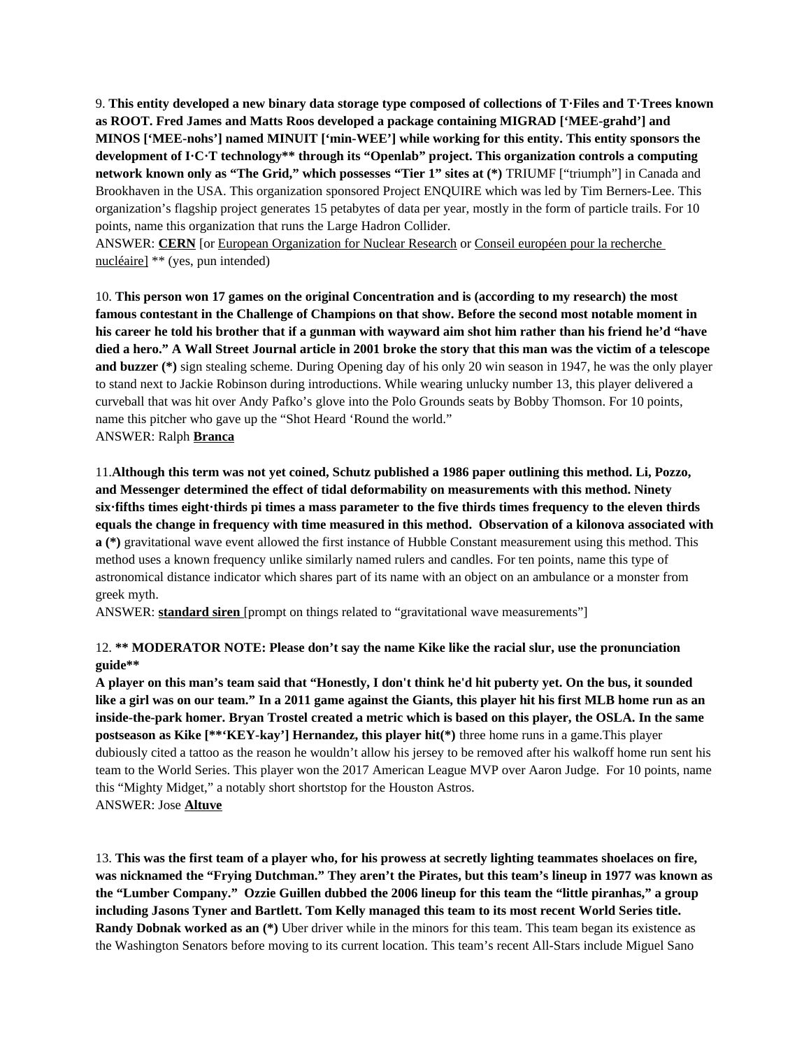9. **This entity developed a new binary data storage type composed of collections of T·Files and T·Trees known as ROOT. Fred James and Matts Roos developed a package containing MIGRAD ['MEE-grahd'] and MINOS ['MEE-nohs'] named MINUIT ['min-WEE'] while working for this entity. This entity sponsors the development of I·C·T technology** through its "Openlab" project. This organization controls a computing network known only as "The Grid," which possesses "Tier 1" sites at (*)** TRIUMF ["triumph"] in Canada and Brookhaven in the USA. This organization sponsored Project ENQUIRE which was led by Tim Berners-Lee. This organization's flagship project generates 15 petabytes of data per year, mostly in the form of particle trails. For 10 points, name this organization that runs the Large Hadron Collider.

ANSWER: **CERN** [or European Organization for Nuclear Research or Conseil européen pour la recherche nucléaire] ** (yes, pun intended)

10. **This person won 17 games on the original Concentration and is (according to my research) the most famous contestant in the Challenge of Champions on that show. Before the second most notable moment in his career he told his brother that if a gunman with wayward aim shot him rather than his friend he'd "have died a hero." A Wall Street Journal article in 2001 broke the story that this man was the victim of a telescope and buzzer (*)** sign stealing scheme. During Opening day of his only 20 win season in 1947, he was the only player to stand next to Jackie Robinson during introductions. While wearing unlucky number 13, this player delivered a curveball that was hit over Andy Pafko's glove into the Polo Grounds seats by Bobby Thomson. For 10 points, name this pitcher who gave up the "Shot Heard 'Round the world."

ANSWER: Ralph **Branca**

11.**Although this term was not yet coined, Schutz published a 1986 paper outlining this method. Li, Pozzo, and Messenger determined the effect of tidal deformability on measurements with this method. Ninety six·fifths times eight·thirds pi times a mass parameter to the five thirds times frequency to the eleven thirds equals the change in frequency with time measured in this method. Observation of a kilonova associated with a (*)** gravitational wave event allowed the first instance of Hubble Constant measurement using this method. This method uses a known frequency unlike similarly named rulers and candles. For ten points, name this type of astronomical distance indicator which shares part of its name with an object on an ambulance or a monster from greek myth.

ANSWER: **standard siren** [prompt on things related to "gravitational wave measurements"]

12. **** MODERATOR NOTE: Please don't say the name Kike like the racial slur, use the pronunciation guide****

**A player on this man's team said that "Honestly, I don't think he'd hit puberty yet. On the bus, it sounded like a girl was on our team." In a 2011 game against the Giants, this player hit his first MLB home run as an inside-the-park homer. Bryan Trostel created a metric which is based on this player, the OSLA. In the same postseason as Kike [**'KEY-kay'] Hernandez, this player hit(*)** three home runs in a game.This player dubiously cited a tattoo as the reason he wouldn't allow his jersey to be removed after his walkoff home run sent his team to the World Series. This player won the 2017 American League MVP over Aaron Judge. For 10 points, name this "Mighty Midget," a notably short shortstop for the Houston Astros.

ANSWER: Jose **Altuve**

13. **This was the first team of a player who, for his prowess at secretly lighting teammates shoelaces on fire, was nicknamed the "Frying Dutchman." They aren't the Pirates, but this team's lineup in 1977 was known as the "Lumber Company." Ozzie Guillen dubbed the 2006 lineup for this team the "little piranhas," a group including Jasons Tyner and Bartlett. Tom Kelly managed this team to its most recent World Series title. Randy Dobnak worked as an (*)** Uber driver while in the minors for this team. This team began its existence as the Washington Senators before moving to its current location. This team's recent All-Stars include Miguel Sano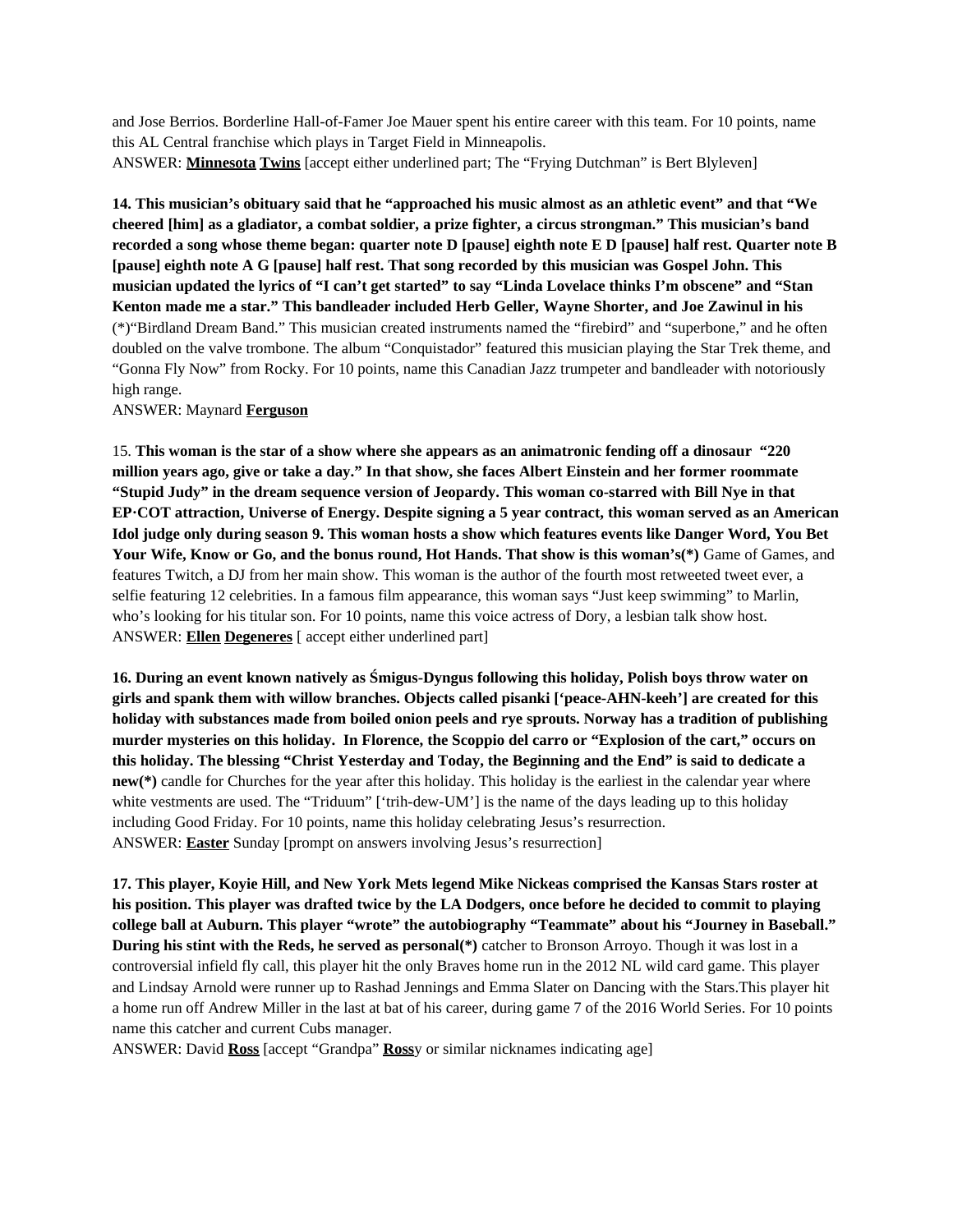and Jose Berrios. Borderline Hall-of-Famer Joe Mauer spent his entire career with this team. For 10 points, name this AL Central franchise which plays in Target Field in Minneapolis.
ANSWER: **Minnesota** **Twins** [accept either underlined part; The "Frying Dutchman" is Bert Blyleven]

**14. This musician's obituary said that he "approached his music almost as an athletic event" and that "We cheered [him] as a gladiator, a combat soldier, a prize fighter, a circus strongman." This musician's band recorded a song whose theme began: quarter note D [pause] eighth note E D [pause] half rest. Quarter note B [pause] eighth note A G [pause] half rest. That song recorded by this musician was Gospel John. This musician updated the lyrics of "I can't get started" to say "Linda Lovelace thinks I'm obscene" and "Stan Kenton made me a star." This bandleader included Herb Geller, Wayne Shorter, and Joe Zawinul in his** (*)"Birdland Dream Band." This musician created instruments named the "firebird" and "superbone," and he often doubled on the valve trombone. The album "Conquistador" featured this musician playing the Star Trek theme, and "Gonna Fly Now" from Rocky. For 10 points, name this Canadian Jazz trumpeter and bandleader with notoriously high range.
ANSWER: Maynard **Ferguson**

15. **This woman is the star of a show where she appears as an animatronic fending off a dinosaur "220 million years ago, give or take a day." In that show, she faces Albert Einstein and her former roommate "Stupid Judy" in the dream sequence version of Jeopardy. This woman co-starred with Bill Nye in that EP·COT attraction, Universe of Energy. Despite signing a 5 year contract, this woman served as an American Idol judge only during season 9. This woman hosts a show which features events like Danger Word, You Bet Your Wife, Know or Go, and the bonus round, Hot Hands. That show is this woman's(*)** Game of Games, and features Twitch, a DJ from her main show. This woman is the author of the fourth most retweeted tweet ever, a selfie featuring 12 celebrities. In a famous film appearance, this woman says "Just keep swimming" to Marlin, who's looking for his titular son. For 10 points, name this voice actress of Dory, a lesbian talk show host.
ANSWER: **Ellen** **Degeneres** [ accept either underlined part]

**16. During an event known natively as Śmigus-Dyngus following this holiday, Polish boys throw water on girls and spank them with willow branches. Objects called pisanki ['peace-AHN-keeh'] are created for this holiday with substances made from boiled onion peels and rye sprouts. Norway has a tradition of publishing murder mysteries on this holiday. In Florence, the Scoppio del carro or "Explosion of the cart," occurs on this holiday. The blessing "Christ Yesterday and Today, the Beginning and the End" is said to dedicate a new(*)** candle for Churches for the year after this holiday. This holiday is the earliest in the calendar year where white vestments are used. The "Triduum" ['trih-dew-UM'] is the name of the days leading up to this holiday including Good Friday. For 10 points, name this holiday celebrating Jesus's resurrection.
ANSWER: **Easter** Sunday [prompt on answers involving Jesus's resurrection]

**17. This player, Koyie Hill, and New York Mets legend Mike Nickeas comprised the Kansas Stars roster at his position. This player was drafted twice by the LA Dodgers, once before he decided to commit to playing college ball at Auburn. This player "wrote" the autobiography "Teammate" about his "Journey in Baseball." During his stint with the Reds, he served as personal(*)** catcher to Bronson Arroyo. Though it was lost in a controversial infield fly call, this player hit the only Braves home run in the 2012 NL wild card game. This player and Lindsay Arnold were runner up to Rashad Jennings and Emma Slater on Dancing with the Stars.This player hit a home run off Andrew Miller in the last at bat of his career, during game 7 of the 2016 World Series. For 10 points name this catcher and current Cubs manager.
ANSWER: David **Ross** [accept "Grandpa" **Ross**y or similar nicknames indicating age]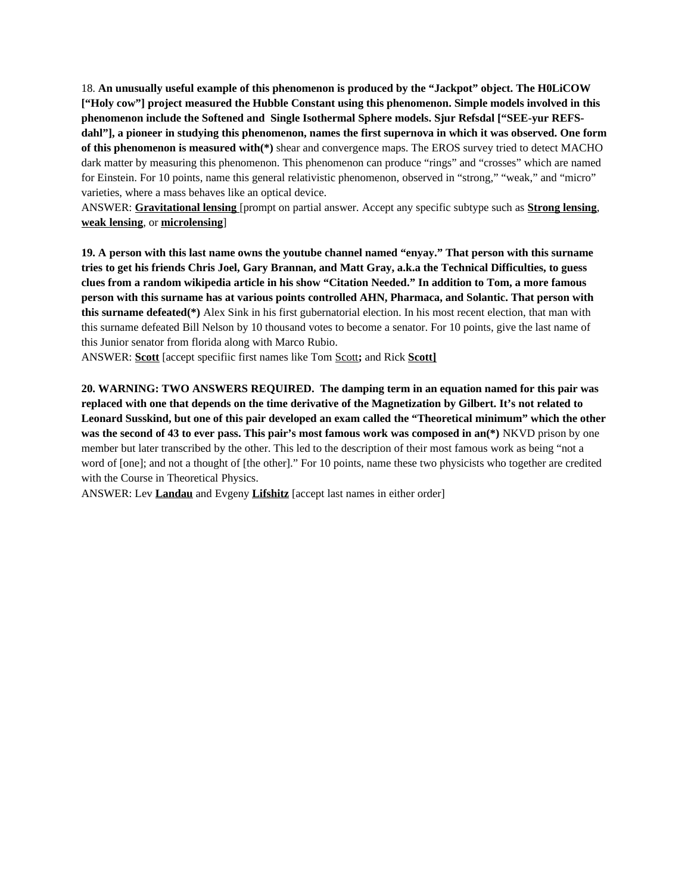18. **An unusually useful example of this phenomenon is produced by the "Jackpot" object. The H0LiCOW ["Holy cow"] project measured the Hubble Constant using this phenomenon. Simple models involved in this phenomenon include the Softened and Single Isothermal Sphere models. Sjur Refsdal ["SEE-yur REFS-dahl"], a pioneer in studying this phenomenon, names the first supernova in which it was observed. One form of this phenomenon is measured with(*)** shear and convergence maps. The EROS survey tried to detect MACHO dark matter by measuring this phenomenon. This phenomenon can produce "rings" and "crosses" which are named for Einstein. For 10 points, name this general relativistic phenomenon, observed in "strong," "weak," and "micro" varieties, where a mass behaves like an optical device.

ANSWER: **Gravitational lensing** [prompt on partial answer. Accept any specific subtype such as **Strong lensing**, **weak lensing**, or **microlensing**]

**19. A person with this last name owns the youtube channel named "enyay." That person with this surname tries to get his friends Chris Joel, Gary Brannan, and Matt Gray, a.k.a the Technical Difficulties, to guess clues from a random wikipedia article in his show "Citation Needed." In addition to Tom, a more famous person with this surname has at various points controlled AHN, Pharmaca, and Solantic. That person with this surname defeated(*)** Alex Sink in his first gubernatorial election. In his most recent election, that man with this surname defeated Bill Nelson by 10 thousand votes to become a senator. For 10 points, give the last name of this Junior senator from florida along with Marco Rubio.

ANSWER: **Scott** [accept specifiic first names like Tom Scott**;** and Rick **Scott]**

**20. WARNING: TWO ANSWERS REQUIRED. The damping term in an equation named for this pair was replaced with one that depends on the time derivative of the Magnetization by Gilbert. It's not related to Leonard Susskind, but one of this pair developed an exam called the "Theoretical minimum" which the other was the second of 43 to ever pass. This pair's most famous work was composed in an(*)** NKVD prison by one member but later transcribed by the other. This led to the description of their most famous work as being "not a word of [one]; and not a thought of [the other]." For 10 points, name these two physicists who together are credited with the Course in Theoretical Physics.

ANSWER: Lev **Landau** and Evgeny **Lifshitz** [accept last names in either order]